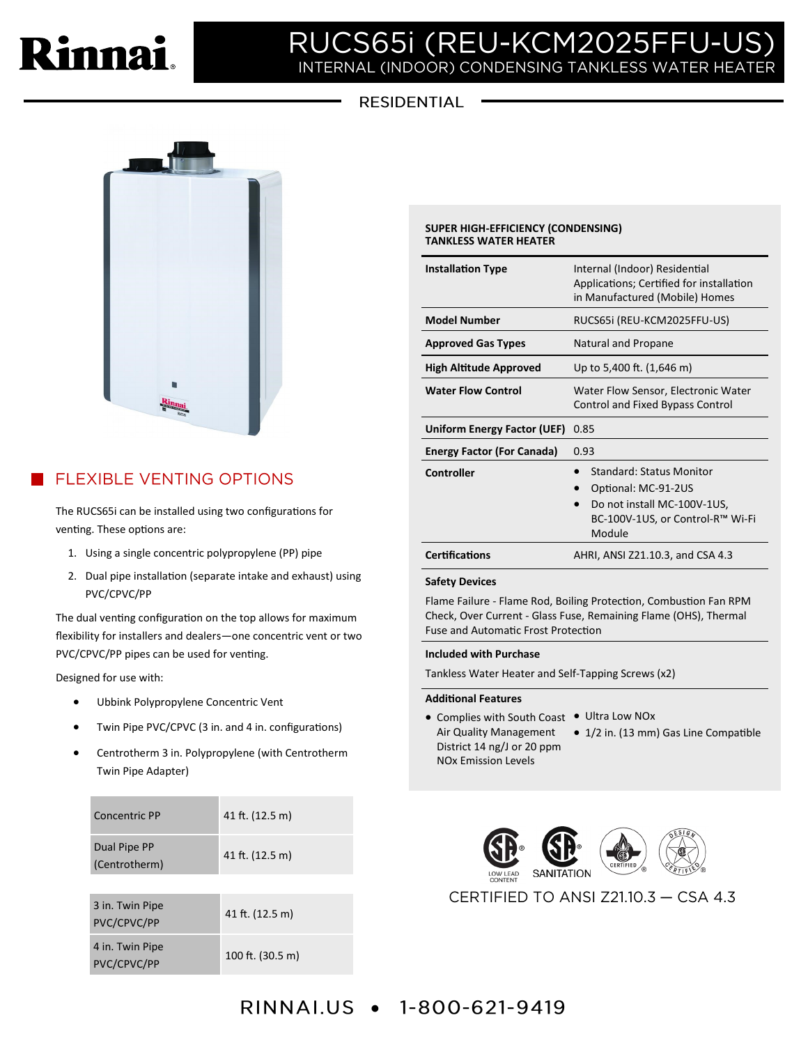# RUCS65i (REU-KCM2025FFU-US)

## INTERNAL (INDOOR) CONDENSING TANKLESS WATER HEATER

RESIDENTIAL

## FLEXIBLE VENTING OPTIONS

The RUCS65i can be installed using two configurations for venting. These options are:

1. Using a single concentric polypropylene (PP) pipe
2. Dual pipe installation (separate intake and exhaust) using PVC/CPVC/PP

The dual venting configuration on the top allows for maximum flexibility for installers and dealers—one concentric vent or two PVC/CPVC/PP pipes can be used for venting.

Designed for use with:

- Ubbink Polypropylene Concentric Vent
- Twin Pipe PVC/CPVC (3 in. and 4 in. configurations)
- Centrotherm 3 in. Polypropylene (with Centrotherm Twin Pipe Adapter)

| | |
|---|---|
| Concentric PP | 41 ft. (12.5 m) |
| Dual Pipe PP (Centrotherm) | 41 ft. (12.5 m) |
| 3 in. Twin Pipe PVC/CPVC/PP | 41 ft. (12.5 m) |
| 4 in. Twin Pipe PVC/CPVC/PP | 100 ft. (30.5 m) |

**SUPER HIGH-EFFICIENCY (CONDENSING) TANKLESS WATER HEATER**

| | |
|---|---|
| **Installation Type** | Internal (Indoor) Residential Applications; Certified for installation in Manufactured (Mobile) Homes |
| **Model Number** | RUCS65i (REU-KCM2025FFU-US) |
| **Approved Gas Types** | Natural and Propane |
| **High Altitude Approved** | Up to 5,400 ft. (1,646 m) |
| **Water Flow Control** | Water Flow Sensor, Electronic Water Control and Fixed Bypass Control |
| **Uniform Energy Factor (UEF)** | 0.85 |
| **Energy Factor (For Canada)** | 0.93 |
| **Controller** | • Standard: Status Monitor<br>• Optional: MC-91-2US<br>• Do not install MC-100V-1US, BC-100V-1US, or Control-R™ Wi-Fi Module |
| **Certifications** | AHRI, ANSI Z21.10.3, and CSA 4.3 |

**Safety Devices**

Flame Failure - Flame Rod, Boiling Protection, Combustion Fan RPM Check, Over Current - Glass Fuse, Remaining Flame (OHS), Thermal Fuse and Automatic Frost Protection

**Included with Purchase**

Tankless Water Heater and Self-Tapping Screws (x2)

**Additional Features**

- Complies with South Coast Air Quality Management District 14 ng/J or 20 ppm NOx Emission Levels
- Ultra Low NOx
- 1/2 in. (13 mm) Gas Line Compatible

LOW LEAD CONTENT · SANITATION · CERTIFIED · DESIGN CERTIFIED

CERTIFIED TO ANSI Z21.10.3 — CSA 4.3

RINNAI.US • 1-800-621-9419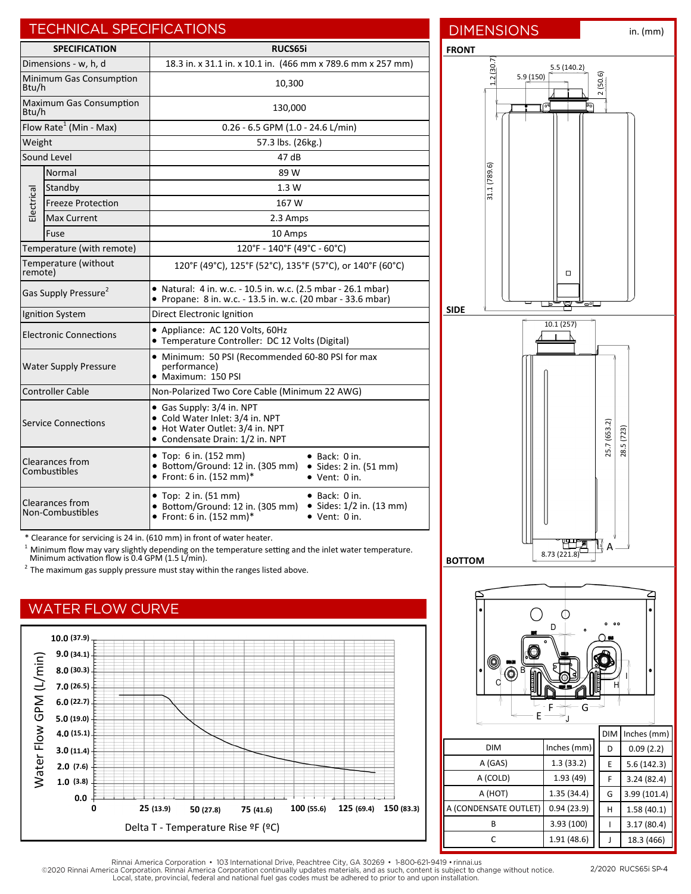## TECHNICAL SPECIFICATIONS

| SPECIFICATION | | RUCS65i |
|---|---|---|
| Dimensions - w, h, d | | 18.3 in. x 31.1 in. x 10.1 in. (466 mm x 789.6 mm x 257 mm) |
| Minimum Gas Consumption Btu/h | | 10,300 |
| Maximum Gas Consumption Btu/h | | 130,000 |
| Flow Rate[1] (Min - Max) | | 0.26 - 6.5 GPM (1.0 - 24.6 L/min) |
| Weight | | 57.3 lbs. (26kg.) |
| Sound Level | | 47 dB |
| Electrical | Normal | 89 W |
| | Standby | 1.3 W |
| | Freeze Protection | 167 W |
| | Max Current | 2.3 Amps |
| | Fuse | 10 Amps |
| Temperature (with remote) | | 120°F - 140°F (49°C - 60°C) |
| Temperature (without remote) | | 120°F (49°C), 125°F (52°C), 135°F (57°C), or 140°F (60°C) |
| Gas Supply Pressure[2] | | • Natural: 4 in. w.c. - 10.5 in. w.c. (2.5 mbar - 26.1 mbar)<br>• Propane: 8 in. w.c. - 13.5 in. w.c. (20 mbar - 33.6 mbar) |
| Ignition System | | Direct Electronic Ignition |
| Electronic Connections | | • Appliance: AC 120 Volts, 60Hz<br>• Temperature Controller: DC 12 Volts (Digital) |
| Water Supply Pressure | | • Minimum: 50 PSI (Recommended 60-80 PSI for max performance)<br>• Maximum: 150 PSI |
| Controller Cable | | Non-Polarized Two Core Cable (Minimum 22 AWG) |
| Service Connections | | • Gas Supply: 3/4 in. NPT<br>• Cold Water Inlet: 3/4 in. NPT<br>• Hot Water Outlet: 3/4 in. NPT<br>• Condensate Drain: 1/2 in. NPT |
| Clearances from Combustibles | | • Top: 6 in. (152 mm)<br>• Bottom/Ground: 12 in. (305 mm)<br>• Front: 6 in. (152 mm)*<br>• Back: 0 in.<br>• Sides: 2 in. (51 mm)<br>• Vent: 0 in. |
| Clearances from Non-Combustibles | | • Top: 2 in. (51 mm)<br>• Bottom/Ground: 12 in. (305 mm)<br>• Front: 6 in. (152 mm)*<br>• Back: 0 in.<br>• Sides: 1/2 in. (13 mm)<br>• Vent: 0 in. |

\* Clearance for servicing is 24 in. (610 mm) in front of water heater.

[1] Minimum flow may vary slightly depending on the temperature setting and the inlet water temperature. Minimum activation flow is 0.4 GPM (1.5 L/min).

[2] The maximum gas supply pressure must stay within the ranges listed above.

## WATER FLOW CURVE

Water Flow GPM (L/min)

10.0 (37.9)
9.0 (34.1)
8.0 (30.3)
7.0 (26.5)
6.0 (22.7)
5.0 (19.0)
4.0 (15.1)
3.0 (11.4)
2.0 (7.6)
1.0 (3.8)
0.0

0
25 (13.9)
50 (27.8)
75 (41.6)
100 (55.6)
125 (69.4)
150 (83.3)

Delta T - Temperature Rise ºF (ºC)

## DIMENSIONS

in. (mm)

**FRONT**

1.2 (30.7)
5.9 (150)
5.5 (140.2)
2 (50.6)
31.1 (789.6)

**SIDE**

10.1 (257)
25.7 (653.2)
28.5 (723)
8.73 (221.8)
A

**BOTTOM**

D
B
C
H
I
E
F
G
J

| DIM | Inches (mm) |
|---|---|
| A (GAS) | 1.3 (33.2) |
| A (COLD) | 1.93 (49) |
| A (HOT) | 1.35 (34.4) |
| A (CONDENSATE OUTLET) | 0.94 (23.9) |
| B | 3.93 (100) |
| C | 1.91 (48.6) |

| DIM | Inches (mm) |
|---|---|
| D | 0.09 (2.2) |
| E | 5.6 (142.3) |
| F | 3.24 (82.4) |
| G | 3.99 (101.4) |
| H | 1.58 (40.1) |
| I | 3.17 (80.4) |
| J | 18.3 (466) |

Rinnai America Corporation • 103 International Drive, Peachtree City, GA 30269 • 1-800-621-9419 • rinnai.us
©2020 Rinnai America Corporation. Rinnai America Corporation continually updates materials, and as such, content is subject to change without notice.
Local, state, provincial, federal and national fuel gas codes must be adhered to prior to and upon installation.

2/2020 RUCS65i SP-4